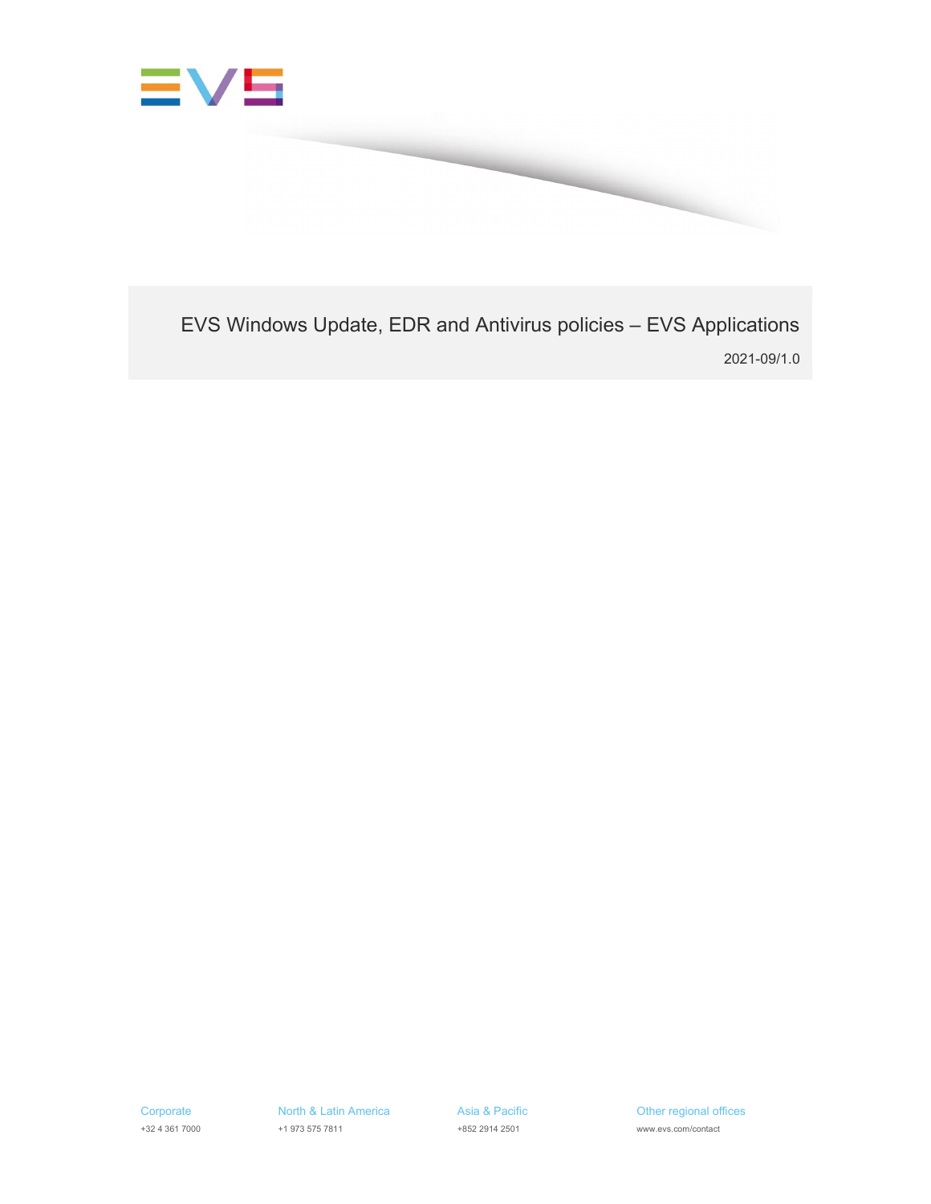# EVS Windows Update, EDR and Antivirus policies – EVS Applications

2021-09/1.0

| Corporate | North & Latin America | Asia & Pacific | Other regional offices |
| --- | --- | --- | --- |
| +32 4 361 7000 | +1 973 575 7811 | +852 2914 2501 | www.evs.com/contact |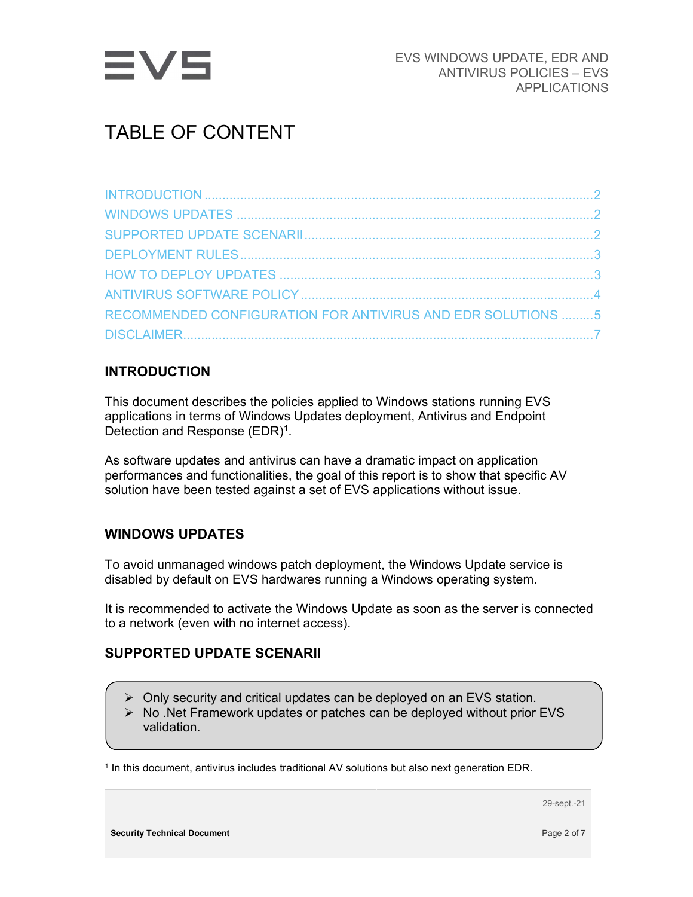# TABLE OF CONTENT

INTRODUCTION ........................................................................................................ 2
WINDOWS UPDATES ................................................................................................ 2
SUPPORTED UPDATE SCENARII ............................................................................ 2
DEPLOYMENT RULES ............................................................................................... 3
HOW TO DEPLOY UPDATES ................................................................................... 3
ANTIVIRUS SOFTWARE POLICY ............................................................................ 4
RECOMMENDED CONFIGURATION FOR ANTIVIRUS AND EDR SOLUTIONS ......... 5
DISCLAIMER ............................................................................................................... 7

## INTRODUCTION

This document describes the policies applied to Windows stations running EVS applications in terms of Windows Updates deployment, Antivirus and Endpoint Detection and Response (EDR)[1].

As software updates and antivirus can have a dramatic impact on application performances and functionalities, the goal of this report is to show that specific AV solution have been tested against a set of EVS applications without issue.

## WINDOWS UPDATES

To avoid unmanaged windows patch deployment, the Windows Update service is disabled by default on EVS hardwares running a Windows operating system.

It is recommended to activate the Windows Update as soon as the server is connected to a network (even with no internet access).

## SUPPORTED UPDATE SCENARII

- Only security and critical updates can be deployed on an EVS station.
- No .Net Framework updates or patches can be deployed without prior EVS validation.

[1] In this document, antivirus includes traditional AV solutions but also next generation EDR.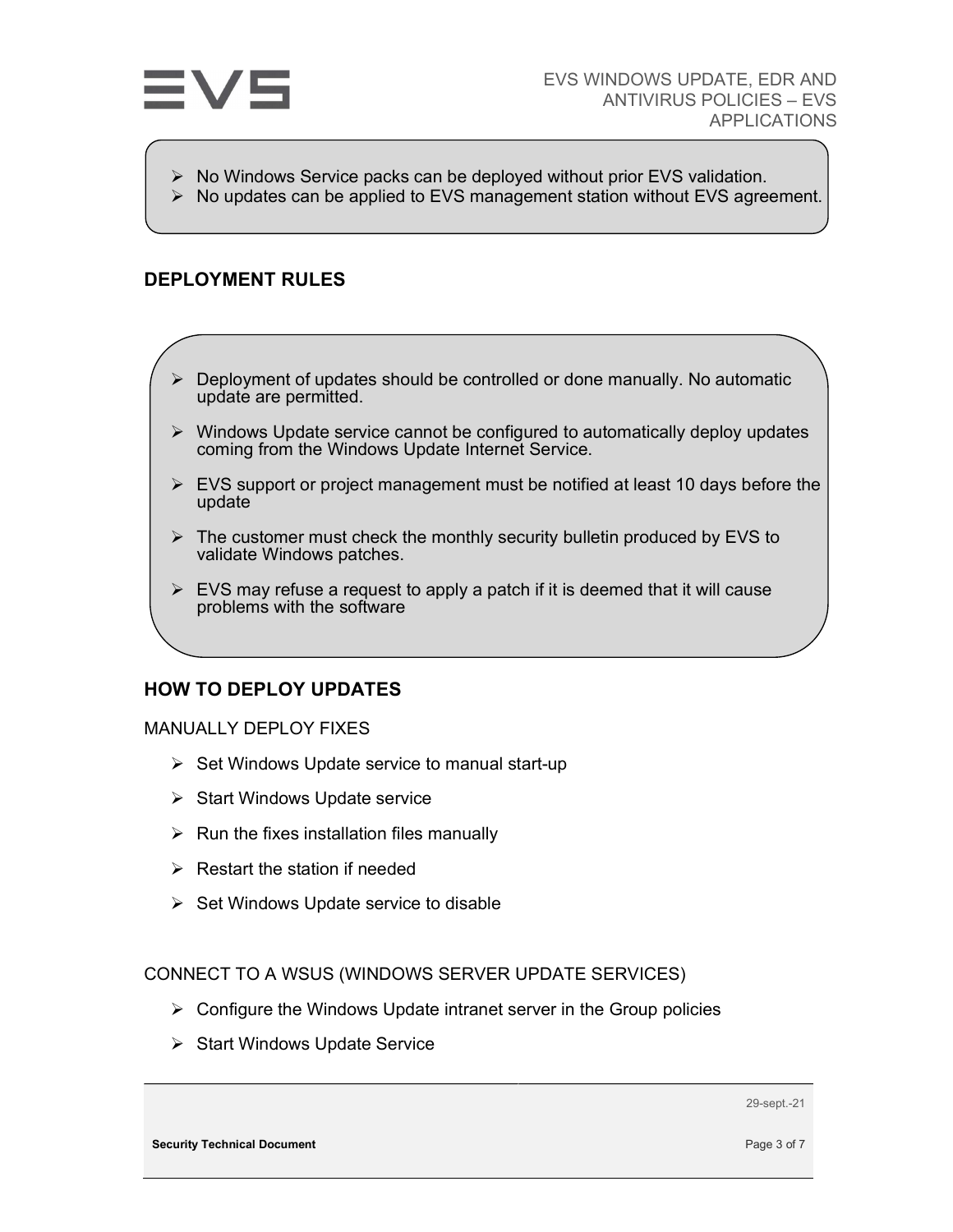- No Windows Service packs can be deployed without prior EVS validation.
- No updates can be applied to EVS management station without EVS agreement.

## DEPLOYMENT RULES

- Deployment of updates should be controlled or done manually. No automatic update are permitted.
- Windows Update service cannot be configured to automatically deploy updates coming from the Windows Update Internet Service.
- EVS support or project management must be notified at least 10 days before the update
- The customer must check the monthly security bulletin produced by EVS to validate Windows patches.
- EVS may refuse a request to apply a patch if it is deemed that it will cause problems with the software

## HOW TO DEPLOY UPDATES

### MANUALLY DEPLOY FIXES

- Set Windows Update service to manual start-up
- Start Windows Update service
- Run the fixes installation files manually
- Restart the station if needed
- Set Windows Update service to disable

### CONNECT TO A WSUS (WINDOWS SERVER UPDATE SERVICES)

- Configure the Windows Update intranet server in the Group policies
- Start Windows Update Service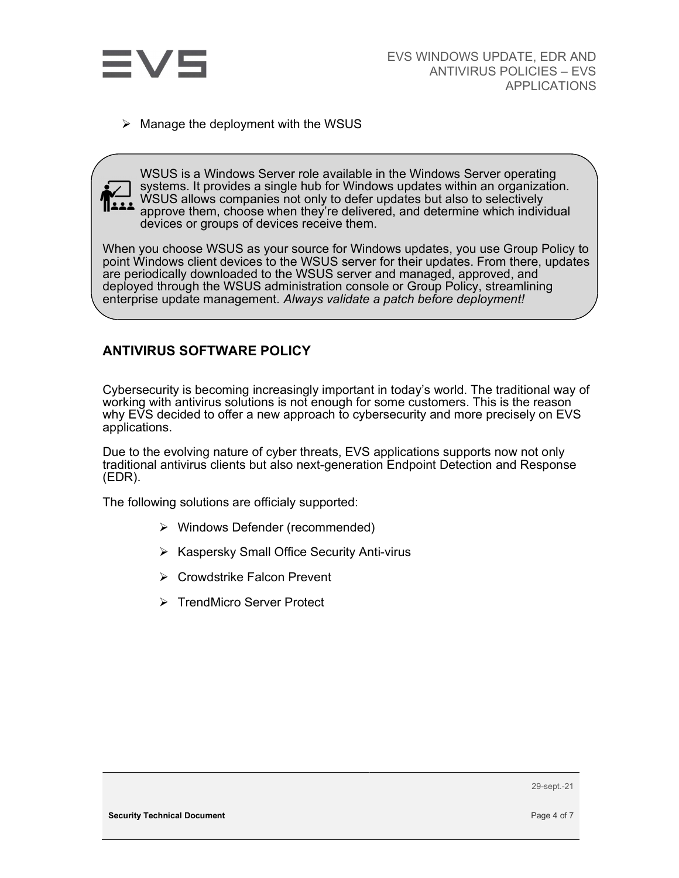- Manage the deployment with the WSUS

> WSUS is a Windows Server role available in the Windows Server operating systems. It provides a single hub for Windows updates within an organization. WSUS allows companies not only to defer updates but also to selectively approve them, choose when they're delivered, and determine which individual devices or groups of devices receive them.
>
> When you choose WSUS as your source for Windows updates, you use Group Policy to point Windows client devices to the WSUS server for their updates. From there, updates are periodically downloaded to the WSUS server and managed, approved, and deployed through the WSUS administration console or Group Policy, streamlining enterprise update management. *Always validate a patch before deployment!*

## ANTIVIRUS SOFTWARE POLICY

Cybersecurity is becoming increasingly important in today's world. The traditional way of working with antivirus solutions is not enough for some customers. This is the reason why EVS decided to offer a new approach to cybersecurity and more precisely on EVS applications.

Due to the evolving nature of cyber threats, EVS applications supports now not only traditional antivirus clients but also next-generation Endpoint Detection and Response (EDR).

The following solutions are officialy supported:

- Windows Defender (recommended)
- Kaspersky Small Office Security Anti-virus
- Crowdstrike Falcon Prevent
- TrendMicro Server Protect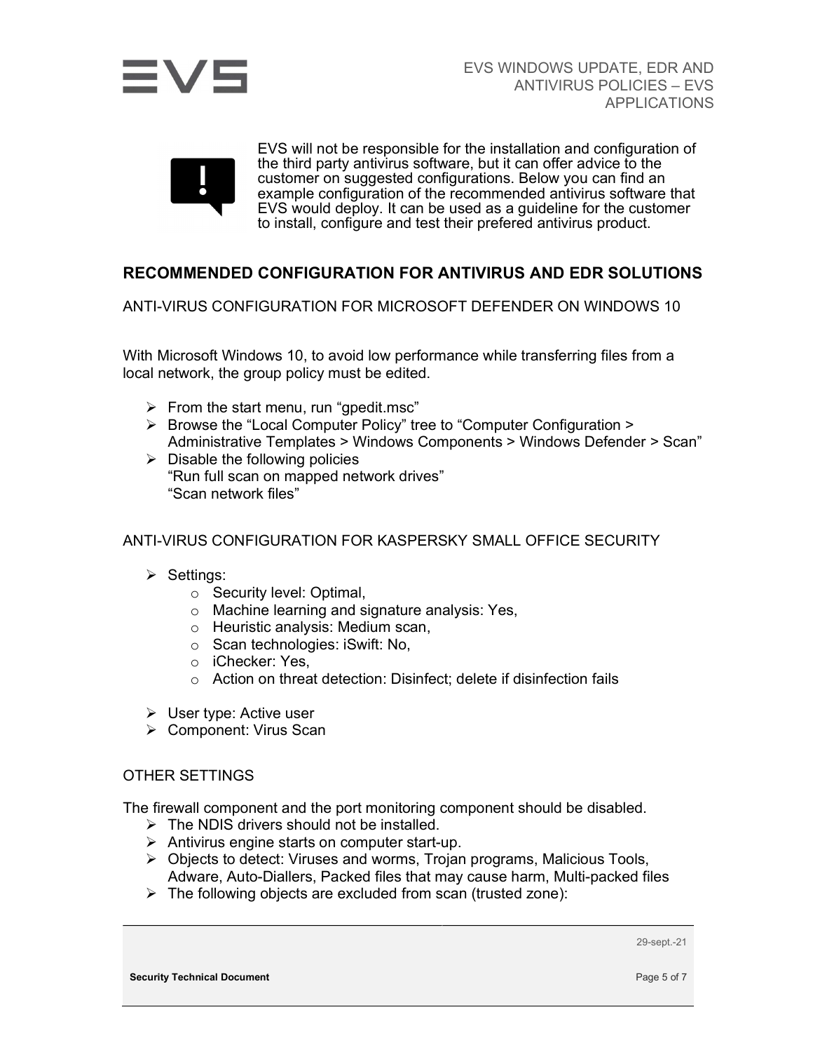EVS will not be responsible for the installation and configuration of the third party antivirus software, but it can offer advice to the customer on suggested configurations. Below you can find an example configuration of the recommended antivirus software that EVS would deploy. It can be used as a guideline for the customer to install, configure and test their prefered antivirus product.

## RECOMMENDED CONFIGURATION FOR ANTIVIRUS AND EDR SOLUTIONS

### ANTI-VIRUS CONFIGURATION FOR MICROSOFT DEFENDER ON WINDOWS 10

With Microsoft Windows 10, to avoid low performance while transferring files from a local network, the group policy must be edited.

- From the start menu, run "gpedit.msc"
- Browse the "Local Computer Policy" tree to "Computer Configuration > Administrative Templates > Windows Components > Windows Defender > Scan"
- Disable the following policies
  "Run full scan on mapped network drives"
  "Scan network files"

### ANTI-VIRUS CONFIGURATION FOR KASPERSKY SMALL OFFICE SECURITY

- Settings:
  - Security level: Optimal,
  - Machine learning and signature analysis: Yes,
  - Heuristic analysis: Medium scan,
  - Scan technologies: iSwift: No,
  - iChecker: Yes,
  - Action on threat detection: Disinfect; delete if disinfection fails
- User type: Active user
- Component: Virus Scan

### OTHER SETTINGS

The firewall component and the port monitoring component should be disabled.

- The NDIS drivers should not be installed.
- Antivirus engine starts on computer start-up.
- Objects to detect: Viruses and worms, Trojan programs, Malicious Tools, Adware, Auto-Diallers, Packed files that may cause harm, Multi-packed files
- The following objects are excluded from scan (trusted zone):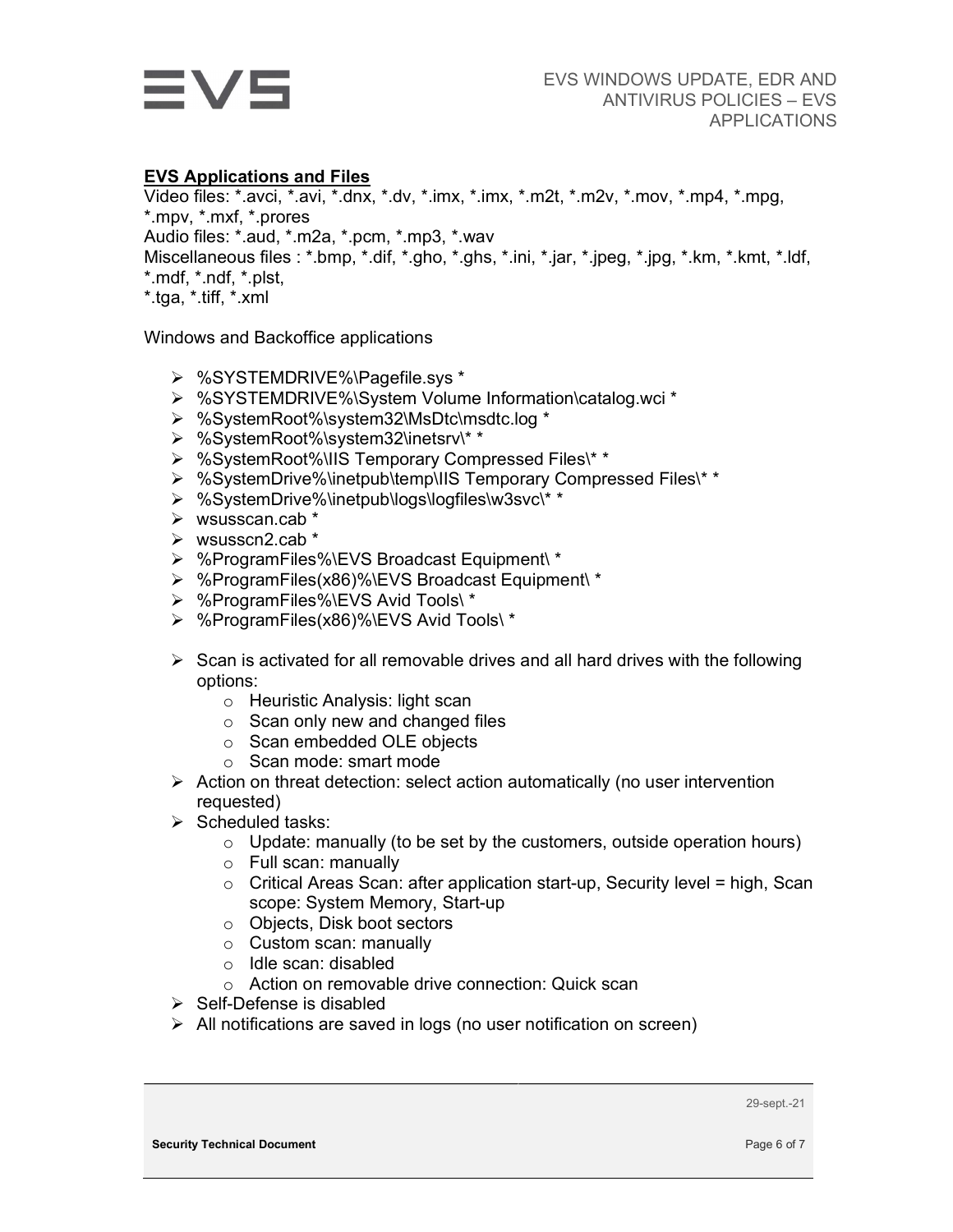## EVS Applications and Files

Video files: *.avci, *.avi, *.dnx, *.dv, *.imx, *.imx, *.m2t, *.m2v, *.mov, *.mp4, *.mpg, *.mpv, *.mxf, *.prores
Audio files: *.aud, *.m2a, *.pcm, *.mp3, *.wav
Miscellaneous files : *.bmp, *.dif, *.gho, *.ghs, *.ini, *.jar, *.jpeg, *.jpg, *.km, *.kmt, *.ldf, *.mdf, *.ndf, *.plst,
*.tga, *.tiff, *.xml

Windows and Backoffice applications

- %SYSTEMDRIVE%\Pagefile.sys *
- %SYSTEMDRIVE%\System Volume Information\catalog.wci *
- %SystemRoot%\system32\MsDtc\msdtc.log *
- %SystemRoot%\system32\inetsrv\* *
- %SystemRoot%\IIS Temporary Compressed Files\* *
- %SystemDrive%\inetpub\temp\IIS Temporary Compressed Files\* *
- %SystemDrive%\inetpub\logs\logfiles\w3svc\* *
- wsusscan.cab *
- wsusscn2.cab *
- %ProgramFiles%\EVS Broadcast Equipment\ *
- %ProgramFiles(x86)%\EVS Broadcast Equipment\ *
- %ProgramFiles%\EVS Avid Tools\ *
- %ProgramFiles(x86)%\EVS Avid Tools\ *

- Scan is activated for all removable drives and all hard drives with the following options:
  - Heuristic Analysis: light scan
  - Scan only new and changed files
  - Scan embedded OLE objects
  - Scan mode: smart mode
- Action on threat detection: select action automatically (no user intervention requested)
- Scheduled tasks:
  - Update: manually (to be set by the customers, outside operation hours)
  - Full scan: manually
  - Critical Areas Scan: after application start-up, Security level = high, Scan scope: System Memory, Start-up
  - Objects, Disk boot sectors
  - Custom scan: manually
  - Idle scan: disabled
  - Action on removable drive connection: Quick scan
- Self-Defense is disabled
- All notifications are saved in logs (no user notification on screen)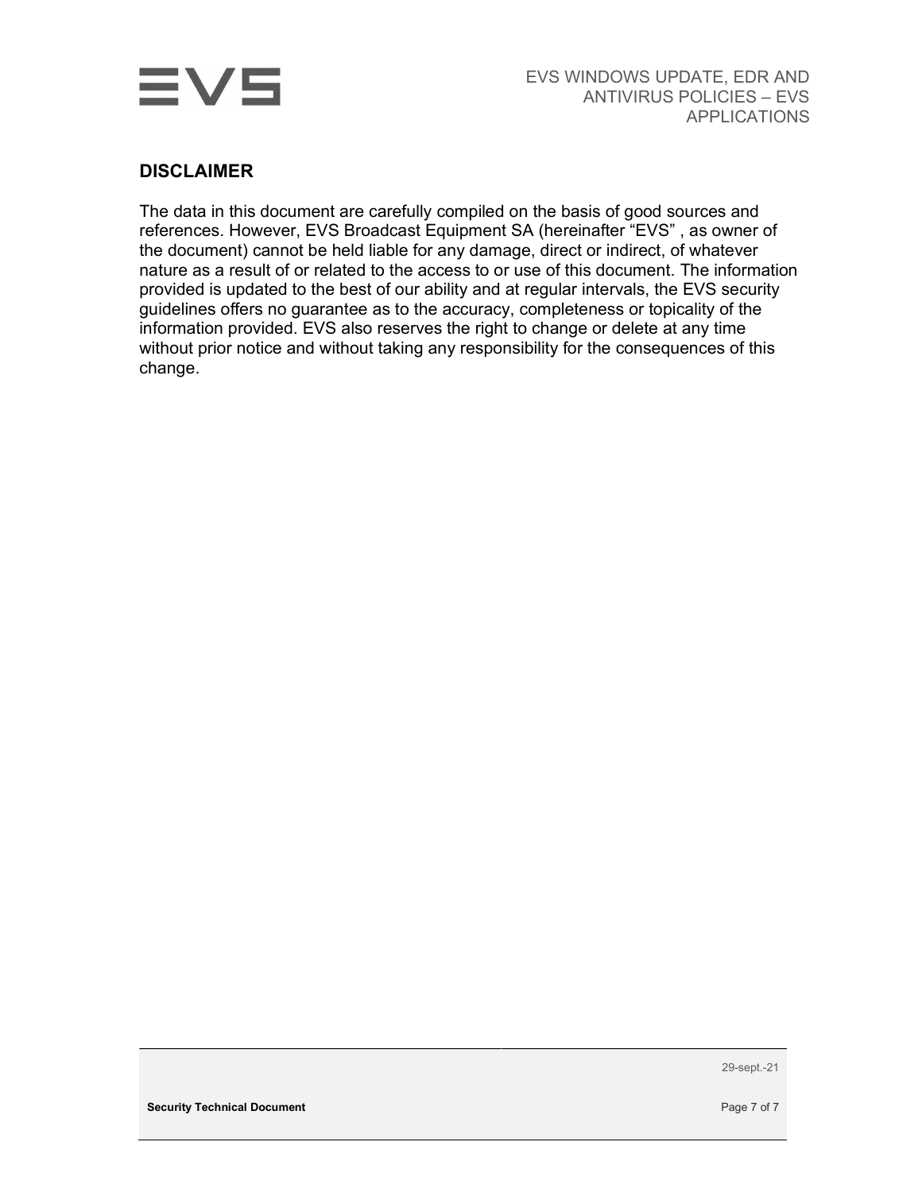## DISCLAIMER

The data in this document are carefully compiled on the basis of good sources and references. However, EVS Broadcast Equipment SA (hereinafter "EVS" , as owner of the document) cannot be held liable for any damage, direct or indirect, of whatever nature as a result of or related to the access to or use of this document. The information provided is updated to the best of our ability and at regular intervals, the EVS security guidelines offers no guarantee as to the accuracy, completeness or topicality of the information provided. EVS also reserves the right to change or delete at any time without prior notice and without taking any responsibility for the consequences of this change.